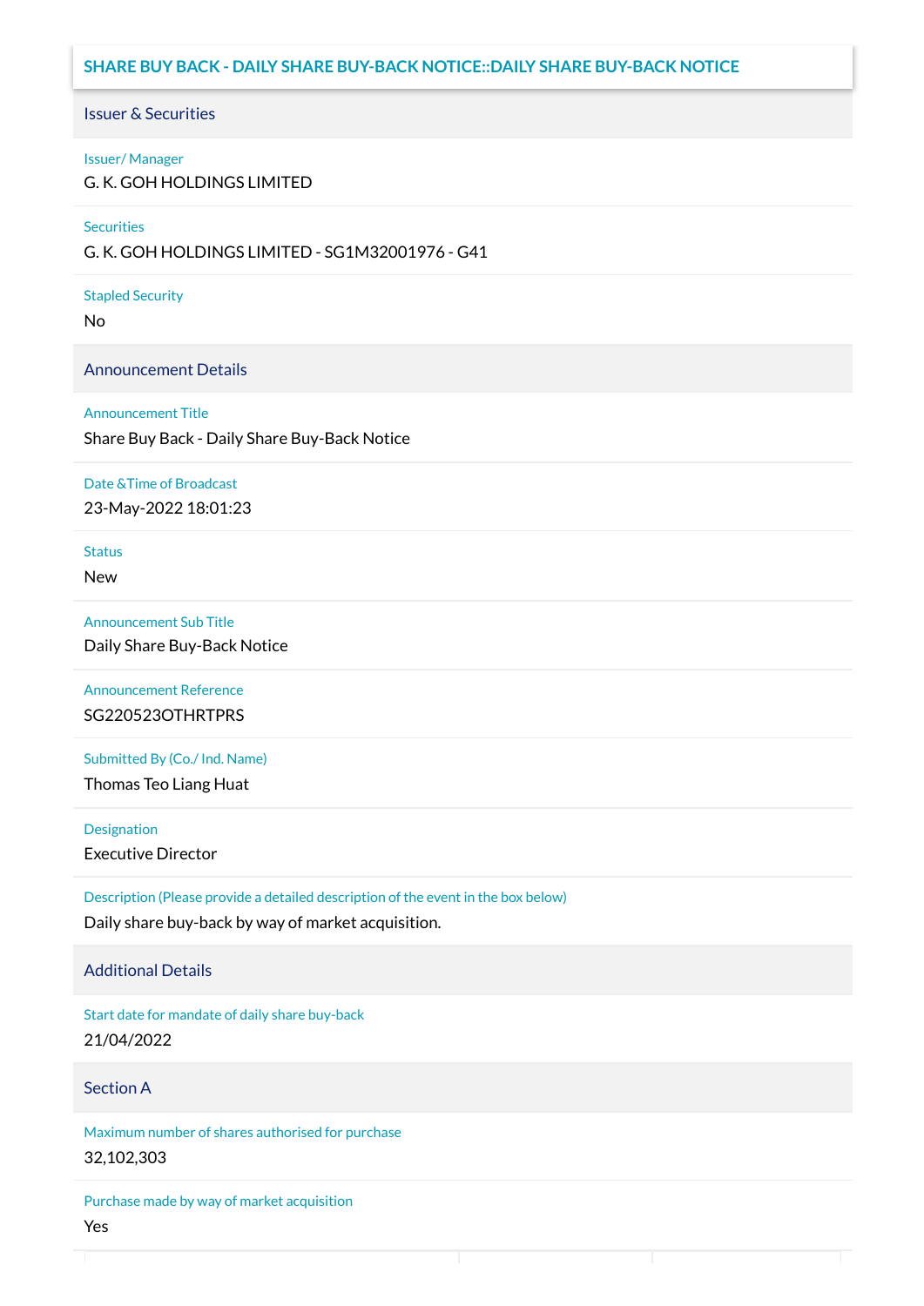## SHARE BUY BACK - DAILY SHARE BUY-BACK NOTICE::DAILY SHARE BUY-BACK NOTICE

### Issuer & Securities

Issuer/ Manager
G. K. GOH HOLDINGS LIMITED

Securities
G. K. GOH HOLDINGS LIMITED - SG1M32001976 - G41

Stapled Security
No

### Announcement Details

Announcement Title
Share Buy Back - Daily Share Buy-Back Notice

Date &Time of Broadcast
23-May-2022 18:01:23

Status
New

Announcement Sub Title
Daily Share Buy-Back Notice

Announcement Reference
SG220523OTHRTPRS

Submitted By (Co./ Ind. Name)
Thomas Teo Liang Huat

Designation
Executive Director

Description (Please provide a detailed description of the event in the box below)
Daily share buy-back by way of market acquisition.

### Additional Details

Start date for mandate of daily share buy-back
21/04/2022

### Section A

Maximum number of shares authorised for purchase
32,102,303

Purchase made by way of market acquisition
Yes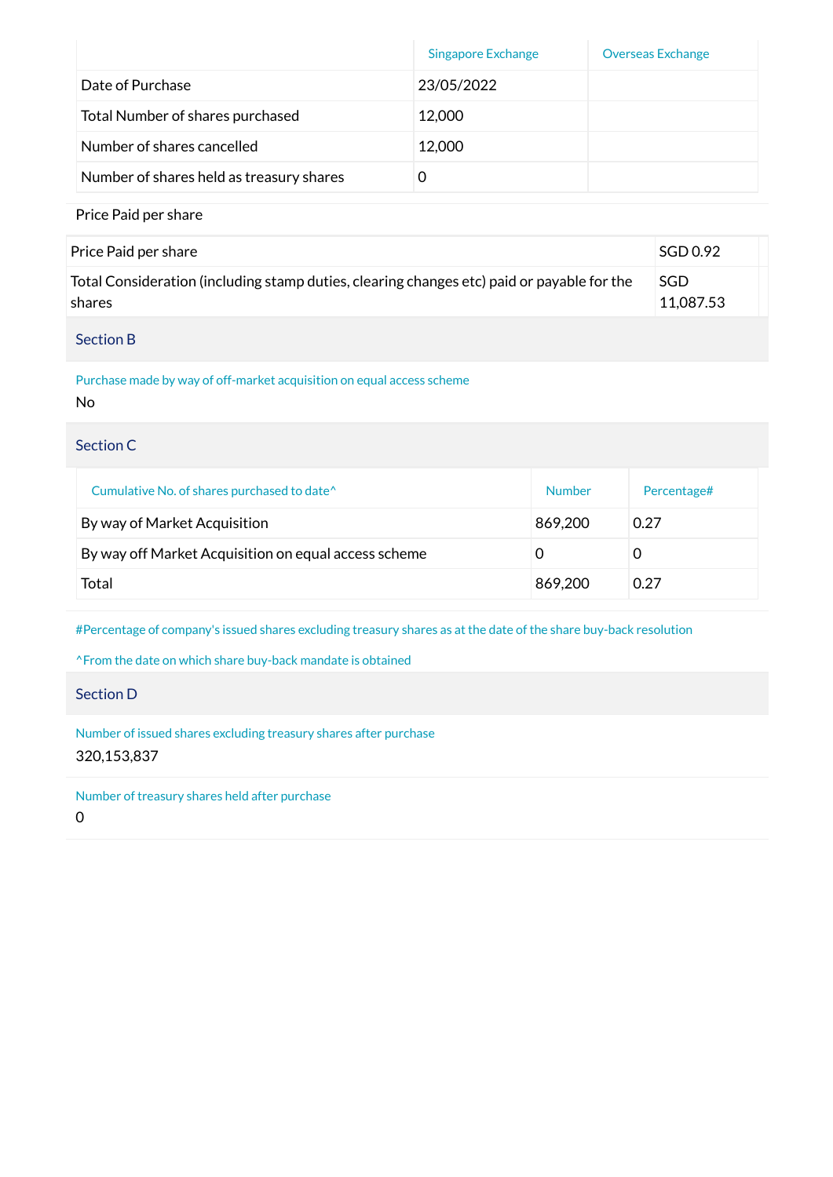| | Singapore Exchange | Overseas Exchange |
|---|---|---|
| Date of Purchase | 23/05/2022 | |
| Total Number of shares purchased | 12,000 | |
| Number of shares cancelled | 12,000 | |
| Number of shares held as treasury shares | 0 | |

Price Paid per share

| | |
|---|---|
| Price Paid per share | SGD 0.92 |
| Total Consideration (including stamp duties, clearing changes etc) paid or payable for the shares | SGD 11,087.53 |

## Section B

Purchase made by way of off-market acquisition on equal access scheme

No

## Section C

| Cumulative No. of shares purchased to date^ | Number | Percentage# |
|---|---|---|
| By way of Market Acquisition | 869,200 | 0.27 |
| By way off Market Acquisition on equal access scheme | 0 | 0 |
| Total | 869,200 | 0.27 |

#Percentage of company's issued shares excluding treasury shares as at the date of the share buy-back resolution

^From the date on which share buy-back mandate is obtained

## Section D

Number of issued shares excluding treasury shares after purchase

320,153,837

Number of treasury shares held after purchase

0